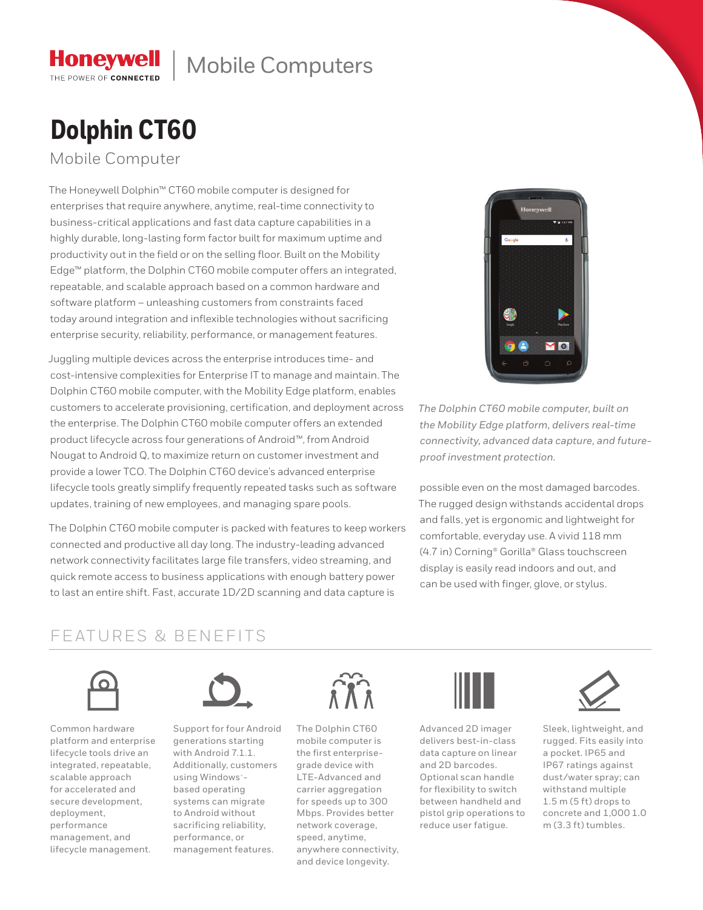Honeywell | Mobile Computers

THE POWER OF CONNECTED

# Dolphin CT60

## Mobile Computer

The Honeywell Dolphin™ CT60 mobile computer is designed for enterprises that require anywhere, anytime, real-time connectivity to business-critical applications and fast data capture capabilities in a highly durable, long-lasting form factor built for maximum uptime and productivity out in the field or on the selling floor. Built on the Mobility Edge™ platform, the Dolphin CT60 mobile computer offers an integrated, repeatable, and scalable approach based on a common hardware and software platform – unleashing customers from constraints faced today around integration and inflexible technologies without sacrificing enterprise security, reliability, performance, or management features.

Juggling multiple devices across the enterprise introduces time- and cost-intensive complexities for Enterprise IT to manage and maintain. The Dolphin CT60 mobile computer, with the Mobility Edge platform, enables customers to accelerate provisioning, certification, and deployment across the enterprise. The Dolphin CT60 mobile computer offers an extended product lifecycle across four generations of Android™, from Android Nougat to Android Q, to maximize return on customer investment and provide a lower TCO. The Dolphin CT60 device's advanced enterprise lifecycle tools greatly simplify frequently repeated tasks such as software updates, training of new employees, and managing spare pools.

The Dolphin CT60 mobile computer is packed with features to keep workers connected and productive all day long. The industry-leading advanced network connectivity facilitates large file transfers, video streaming, and quick remote access to business applications with enough battery power to last an entire shift. Fast, accurate 1D/2D scanning and data capture is possible even on the most damaged barcodes. The rugged design withstands accidental drops and falls, yet is ergonomic and lightweight for comfortable, everyday use. A vivid 118 mm (4.7 in) Corning® Gorilla® Glass touchscreen display is easily read indoors and out, and can be used with finger, glove, or stylus.

*The Dolphin CT60 mobile computer, built on the Mobility Edge platform, delivers real-time connectivity, advanced data capture, and future-proof investment protection.*

## FEATURES & BENEFITS

Common hardware platform and enterprise lifecycle tools drive an integrated, repeatable, scalable approach for accelerated and secure development, deployment, performance management, and lifecycle management.

Support for four Android generations starting with Android 7.1.1. Additionally, customers using Windows®-based operating systems can migrate to Android without sacrificing reliability, performance, or management features.

The Dolphin CT60 mobile computer is the first enterprise-grade device with LTE-Advanced and carrier aggregation for speeds up to 300 Mbps. Provides better network coverage, speed, anytime, anywhere connectivity, and device longevity.

Advanced 2D imager delivers best-in-class data capture on linear and 2D barcodes. Optional scan handle for flexibility to switch between handheld and pistol grip operations to reduce user fatigue.

Sleek, lightweight, and rugged. Fits easily into a pocket. IP65 and IP67 ratings against dust/water spray; can withstand multiple 1.5 m (5 ft) drops to concrete and 1,000 1.0 m (3.3 ft) tumbles.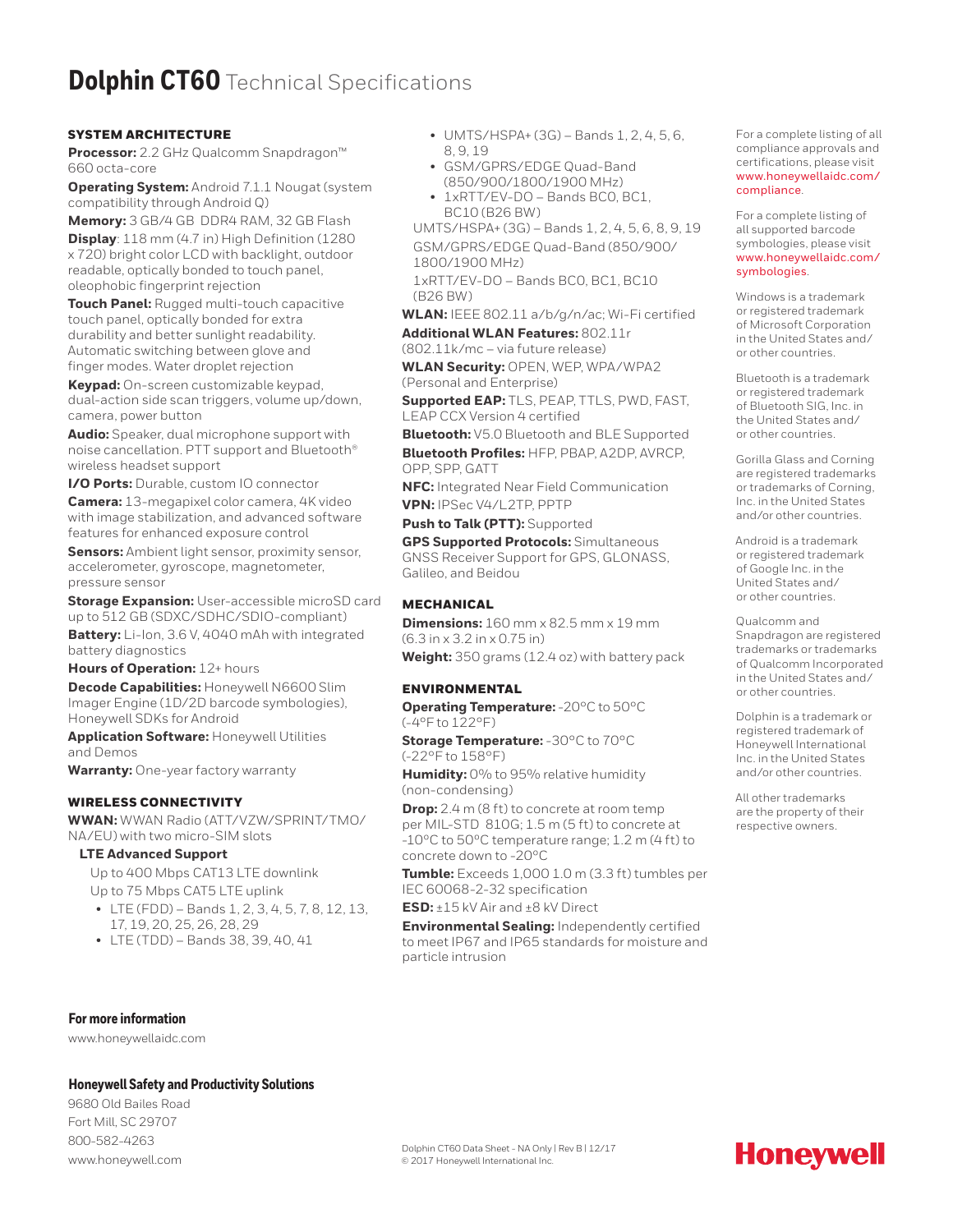# **Dolphin CT60** Technical Specifications

## SYSTEM ARCHITECTURE

**Processor:** 2.2 GHz Qualcomm Snapdragon™ 660 octa-core

**Operating System:** Android 7.1.1 Nougat (system compatibility through Android Q)

**Memory:** 3 GB/4 GB DDR4 RAM, 32 GB Flash

**Display**: 118 mm (4.7 in) High Definition (1280 x 720) bright color LCD with backlight, outdoor readable, optically bonded to touch panel, oleophobic fingerprint rejection

**Touch Panel:** Rugged multi-touch capacitive touch panel, optically bonded for extra durability and better sunlight readability. Automatic switching between glove and finger modes. Water droplet rejection

**Keypad:** On-screen customizable keypad, dual-action side scan triggers, volume up/down, camera, power button

**Audio:** Speaker, dual microphone support with noise cancellation. PTT support and Bluetooth® wireless headset support

**I/O Ports:** Durable, custom IO connector

**Camera:** 13-megapixel color camera, 4K video with image stabilization, and advanced software features for enhanced exposure control

**Sensors:** Ambient light sensor, proximity sensor, accelerometer, gyroscope, magnetometer, pressure sensor

**Storage Expansion:** User-accessible microSD card up to 512 GB (SDXC/SDHC/SDIO-compliant)

**Battery:** Li-Ion, 3.6 V, 4040 mAh with integrated battery diagnostics

**Hours of Operation:** 12+ hours

**Decode Capabilities:** Honeywell N6600 Slim Imager Engine (1D/2D barcode symbologies), Honeywell SDKs for Android

**Application Software:** Honeywell Utilities and Demos

**Warranty:** One-year factory warranty

## WIRELESS CONNECTIVITY

**WWAN:** WWAN Radio (ATT/VZW/SPRINT/TMO/NA/EU) with two micro-SIM slots

**LTE Advanced Support**

Up to 400 Mbps CAT13 LTE downlink

Up to 75 Mbps CAT5 LTE uplink

- LTE (FDD) – Bands 1, 2, 3, 4, 5, 7, 8, 12, 13, 17, 19, 20, 25, 26, 28, 29
- LTE (TDD) – Bands 38, 39, 40, 41
- UMTS/HSPA+ (3G) – Bands 1, 2, 4, 5, 6, 8, 9, 19
- GSM/GPRS/EDGE Quad-Band (850/900/1800/1900 MHz)
- 1xRTT/EV-DO – Bands BC0, BC1, BC10 (B26 BW)

UMTS/HSPA+ (3G) – Bands 1, 2, 4, 5, 6, 8, 9, 19

GSM/GPRS/EDGE Quad-Band (850/900/1800/1900 MHz)

1xRTT/EV-DO – Bands BC0, BC1, BC10 (B26 BW)

**WLAN:** IEEE 802.11 a/b/g/n/ac; Wi-Fi certified

**Additional WLAN Features:** 802.11r (802.11k/mc – via future release)

**WLAN Security:** OPEN, WEP, WPA/WPA2 (Personal and Enterprise)

**Supported EAP:** TLS, PEAP, TTLS, PWD, FAST, LEAP CCX Version 4 certified

**Bluetooth:** V5.0 Bluetooth and BLE Supported

**Bluetooth Profiles:** HFP, PBAP, A2DP, AVRCP, OPP, SPP, GATT

**NFC:** Integrated Near Field Communication

**VPN:** IPSec V4/L2TP, PPTP

**Push to Talk (PTT):** Supported

**GPS Supported Protocols:** Simultaneous GNSS Receiver Support for GPS, GLONASS, Galileo, and Beidou

## MECHANICAL

**Dimensions:** 160 mm x 82.5 mm x 19 mm (6.3 in x 3.2 in x 0.75 in)

**Weight:** 350 grams (12.4 oz) with battery pack

## ENVIRONMENTAL

**Operating Temperature:** -20°C to 50°C (-4°F to 122°F)

**Storage Temperature:** -30°C to 70°C (-22°F to 158°F)

**Humidity:** 0% to 95% relative humidity (non-condensing)

**Drop:** 2.4 m (8 ft) to concrete at room temp per MIL-STD 810G; 1.5 m (5 ft) to concrete at -10°C to 50°C temperature range; 1.2 m (4 ft) to concrete down to -20°C

**Tumble:** Exceeds 1,000 1.0 m (3.3 ft) tumbles per IEC 60068-2-32 specification

**ESD:** ±15 kV Air and ±8 kV Direct

**Environmental Sealing:** Independently certified to meet IP67 and IP65 standards for moisture and particle intrusion

For a complete listing of all compliance approvals and certifications, please visit www.honeywellaidc.com/compliance.

For a complete listing of all supported barcode symbologies, please visit www.honeywellaidc.com/symbologies.

Windows is a trademark or registered trademark of Microsoft Corporation in the United States and/or other countries.

Bluetooth is a trademark or registered trademark of Bluetooth SIG, Inc. in the United States and/or other countries.

Gorilla Glass and Corning are registered trademarks or trademarks of Corning, Inc. in the United States and/or other countries.

Android is a trademark or registered trademark of Google Inc. in the United States and/or other countries.

Qualcomm and Snapdragon are registered trademarks or trademarks of Qualcomm Incorporated in the United States and/or other countries.

Dolphin is a trademark or registered trademark of Honeywell International Inc. in the United States and/or other countries.

All other trademarks are the property of their respective owners.

**For more information**

www.honeywellaidc.com

**Honeywell Safety and Productivity Solutions**

9680 Old Bailes Road
Fort Mill, SC 29707
800-582-4263
www.honeywell.com

Dolphin CT60 Data Sheet - NA Only | Rev B | 12/17
© 2017 Honeywell International Inc.

**Honeywell**